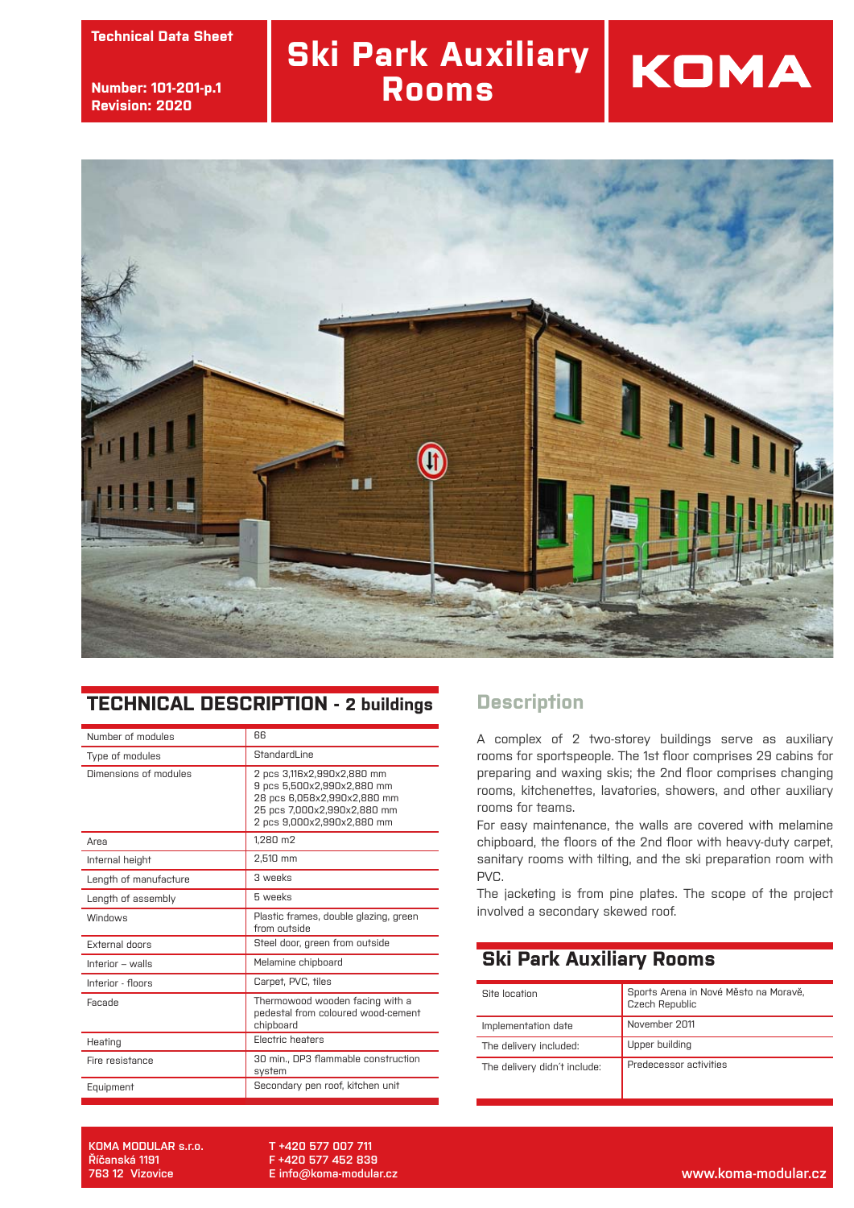Technical Data Sheet

Number: 101-201-p.1
Revision: 2020

# Ski Park Auxiliary Rooms

KOMA

## TECHNICAL DESCRIPTION - 2 buildings

| | |
|---|---|
| Number of modules | 66 |
| Type of modules | StandardLine |
| Dimensions of modules | 2 pcs 3,116x2,990x2,880 mm<br>9 pcs 5,500x2,990x2,880 mm<br>28 pcs 6,058x2,990x2,880 mm<br>25 pcs 7,000x2,990x2,880 mm<br>2 pcs 9,000x2,990x2,880 mm |
| Area | 1,280 m2 |
| Internal height | 2,510 mm |
| Length of manufacture | 3 weeks |
| Length of assembly | 5 weeks |
| Windows | Plastic frames, double glazing, green from outside |
| External doors | Steel door, green from outside |
| Interior – walls | Melamine chipboard |
| Interior - floors | Carpet, PVC, tiles |
| Facade | Thermowood wooden facing with a pedestal from coloured wood-cement chipboard |
| Heating | Electric heaters |
| Fire resistance | 30 min., DP3 flammable construction system |
| Equipment | Secondary pen roof, kitchen unit |

## Description

A complex of 2 two-storey buildings serve as auxiliary rooms for sportspeople. The 1st floor comprises 29 cabins for preparing and waxing skis; the 2nd floor comprises changing rooms, kitchenettes, lavatories, showers, and other auxiliary rooms for teams.

For easy maintenance, the walls are covered with melamine chipboard, the floors of the 2nd floor with heavy-duty carpet, sanitary rooms with tilting, and the ski preparation room with PVC.

The jacketing is from pine plates. The scope of the project involved a secondary skewed roof.

## Ski Park Auxiliary Rooms

| | |
|---|---|
| Site location | Sports Arena in Nové Město na Moravě, Czech Republic |
| Implementation date | November 2011 |
| The delivery included: | Upper building |
| The delivery didn´t include: | Predecessor activities |

**KOMA MODULAR s.r.o.**
**Říčanská 1191**
**763 12 Vizovice**

T +420 577 007 711
F +420 577 452 839
E info@koma-modular.cz

www.koma-modular.cz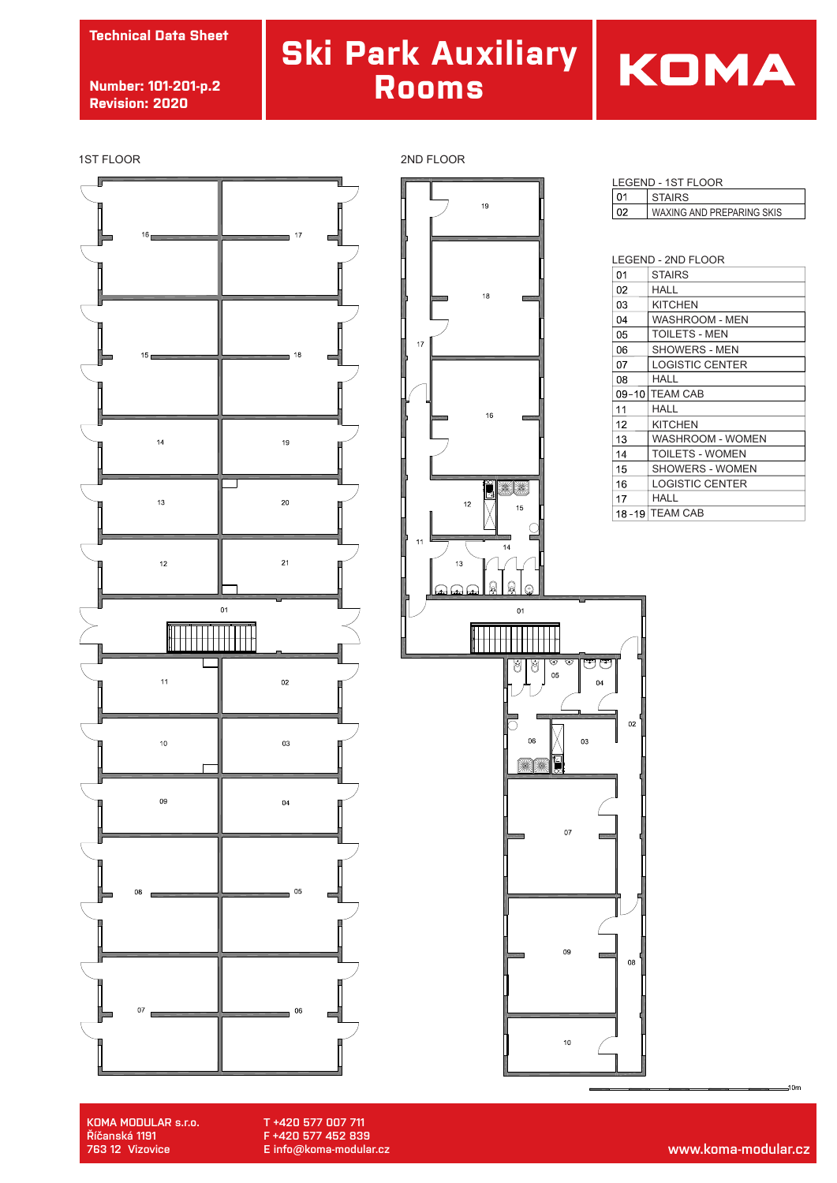Technical Data Sheet

Number: 101-201-p.2
Revision: 2020

# Ski Park Auxiliary Rooms

KOMA

1ST FLOOR

2ND FLOOR

LEGEND - 1ST FLOOR

| | |
|---|---|
| 01 | STAIRS |
| 02 | WAXING AND PREPARING SKIS |

LEGEND - 2ND FLOOR

| | |
|---|---|
| 01 | STAIRS |
| 02 | HALL |
| 03 | KITCHEN |
| 04 | WASHROOM - MEN |
| 05 | TOILETS - MEN |
| 06 | SHOWERS - MEN |
| 07 | LOGISTIC CENTER |
| 08 | HALL |
| 09-10 | TEAM CAB |
| 11 | HALL |
| 12 | KITCHEN |
| 13 | WASHROOM - WOMEN |
| 14 | TOILETS - WOMEN |
| 15 | SHOWERS - WOMEN |
| 16 | LOGISTIC CENTER |
| 17 | HALL |
| 18-19 | TEAM CAB |

10m

KOMA MODULAR s.r.o.
Říčanská 1191
763 12 Vizovice

T +420 577 007 711
F +420 577 452 839
E info@koma-modular.cz

www.koma-modular.cz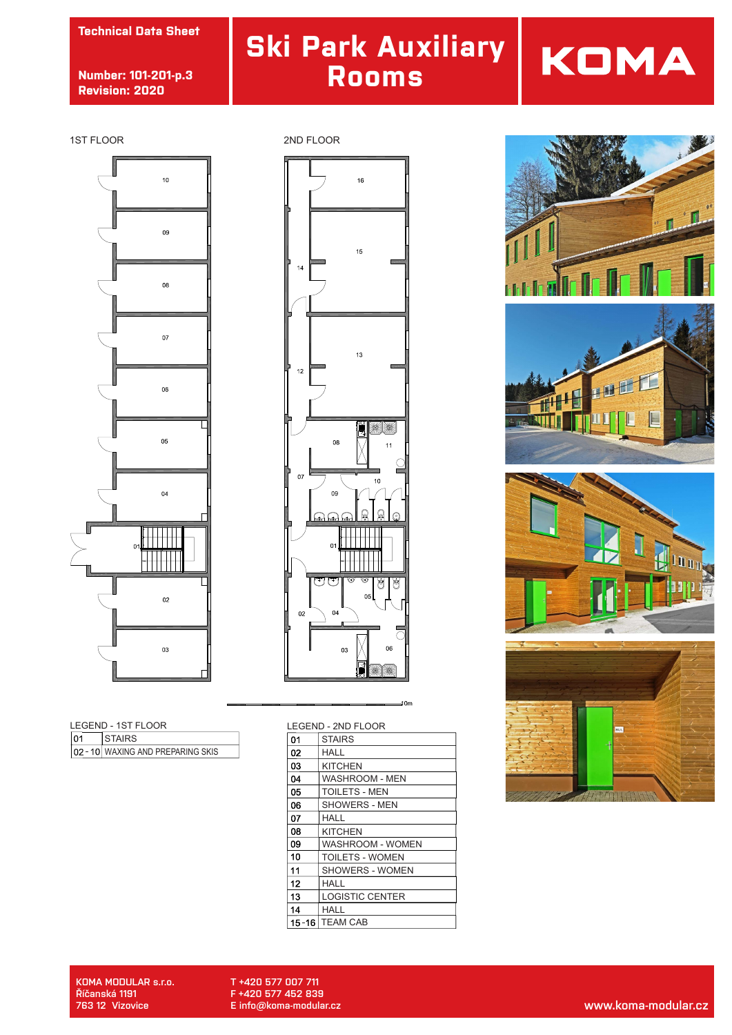Technical Data Sheet

Number: 101-201-p.3
Revision: 2020

# Ski Park Auxiliary Rooms

KOMA

1ST FLOOR

2ND FLOOR

LEGEND - 1ST FLOOR

| | |
|---|---|
| 01 | STAIRS |
| 02 - 10 | WAXING AND PREPARING SKIS |

LEGEND - 2ND FLOOR

| | |
|---|---|
| 01 | STAIRS |
| 02 | HALL |
| 03 | KITCHEN |
| 04 | WASHROOM - MEN |
| 05 | TOILETS - MEN |
| 06 | SHOWERS - MEN |
| 07 | HALL |
| 08 | KITCHEN |
| 09 | WASHROOM - WOMEN |
| 10 | TOILETS - WOMEN |
| 11 | SHOWERS - WOMEN |
| 12 | HALL |
| 13 | LOGISTIC CENTER |
| 14 | HALL |
| 15 - 16 | TEAM CAB |

KOMA MODULAR s.r.o.
Říčanská 1191
763 12 Vizovice

T +420 577 007 711
F +420 577 452 839
E info@koma-modular.cz

www.koma-modular.cz